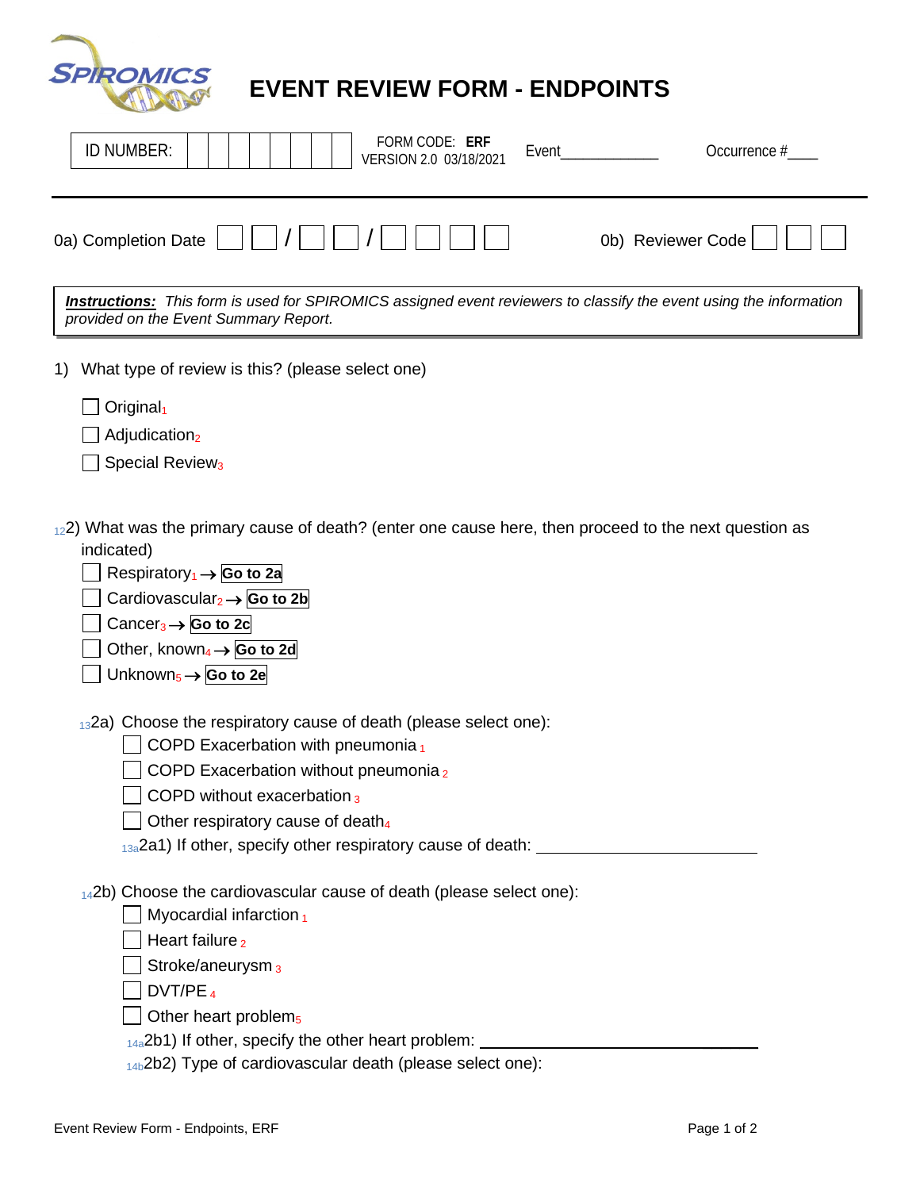# EVENT REVIEW FORM - ENDPOINTS

| ID NUMBER: | | | | | | | | | FORM CODE: **ERF** VERSION 2.0 03/18/2021 | Event____________ | Occurrence #____ |
|---|---|---|---|---|---|---|---|---|---|---|---|

0a) Completion Date ☐☐ / ☐☐ / ☐☐☐☐  0b) Reviewer Code ☐☐☐

***Instructions:*** *This form is used for SPIROMICS assigned event reviewers to classify the event using the information provided on the Event Summary Report.*

1) What type of review is this? (please select one)

- ☐ Original[1]
- ☐ Adjudication[2]
- ☐ Special Review[3]

[12] 2) What was the primary cause of death? (enter one cause here, then proceed to the next question as indicated)

- ☐ Respiratory[1] → **Go to 2a**
- ☐ Cardiovascular[2] → **Go to 2b**
- ☐ Cancer[3] → **Go to 2c**
- ☐ Other, known[4] → **Go to 2d**
- ☐ Unknown[5] → **Go to 2e**

[13] 2a) Choose the respiratory cause of death (please select one):

- ☐ COPD Exacerbation with pneumonia [1]
- ☐ COPD Exacerbation without pneumonia [2]
- ☐ COPD without exacerbation [3]
- ☐ Other respiratory cause of death[4]

[13a] 2a1) If other, specify other respiratory cause of death: ______________________

[14] 2b) Choose the cardiovascular cause of death (please select one):

- ☐ Myocardial infarction [1]
- ☐ Heart failure [2]
- ☐ Stroke/aneurysm [3]
- ☐ DVT/PE [4]
- ☐ Other heart problem[5]

[14a] 2b1) If other, specify the other heart problem: ______________________

[14b] 2b2) Type of cardiovascular death (please select one):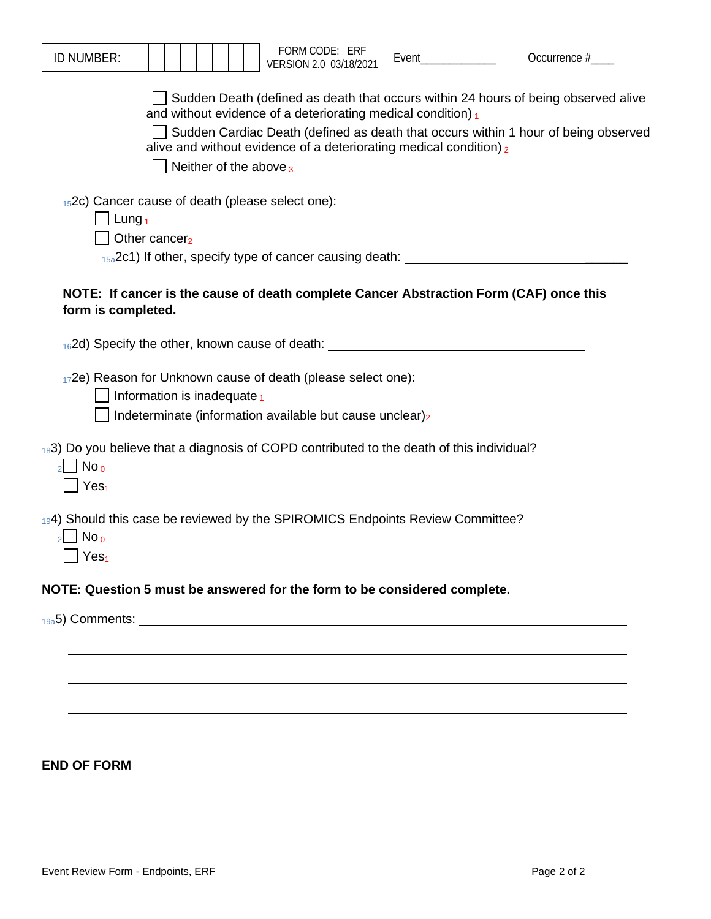| ID NUMBER: | | | | | | | | | FORM CODE: ERF VERSION 2.0 03/18/2021 | Event____________ | Occurrence #____ |
|---|---|---|---|---|---|---|---|---|---|---|---|

☐ Sudden Death (defined as death that occurs within 24 hours of being observed alive and without evidence of a deteriorating medical condition) 1

☐ Sudden Cardiac Death (defined as death that occurs within 1 hour of being observed alive and without evidence of a deteriorating medical condition) 2

☐ Neither of the above 3

15 2c) Cancer cause of death (please select one):

☐ Lung 1

☐ Other cancer 2

15a 2c1) If other, specify type of cancer causing death: ______________________________

**NOTE: If cancer is the cause of death complete Cancer Abstraction Form (CAF) once this form is completed.**

16 2d) Specify the other, known cause of death: ______________________________

17 2e) Reason for Unknown cause of death (please select one):

☐ Information is inadequate 1

☐ Indeterminate (information available but cause unclear) 2

18 3) Do you believe that a diagnosis of COPD contributed to the death of this individual?

2 ☐ No 0

☐ Yes 1

19 4) Should this case be reviewed by the SPIROMICS Endpoints Review Committee?

2 ☐ No 0

☐ Yes 1

**NOTE: Question 5 must be answered for the form to be considered complete.**

19a 5) Comments: ______________________________

______________________________

______________________________

______________________________

**END OF FORM**